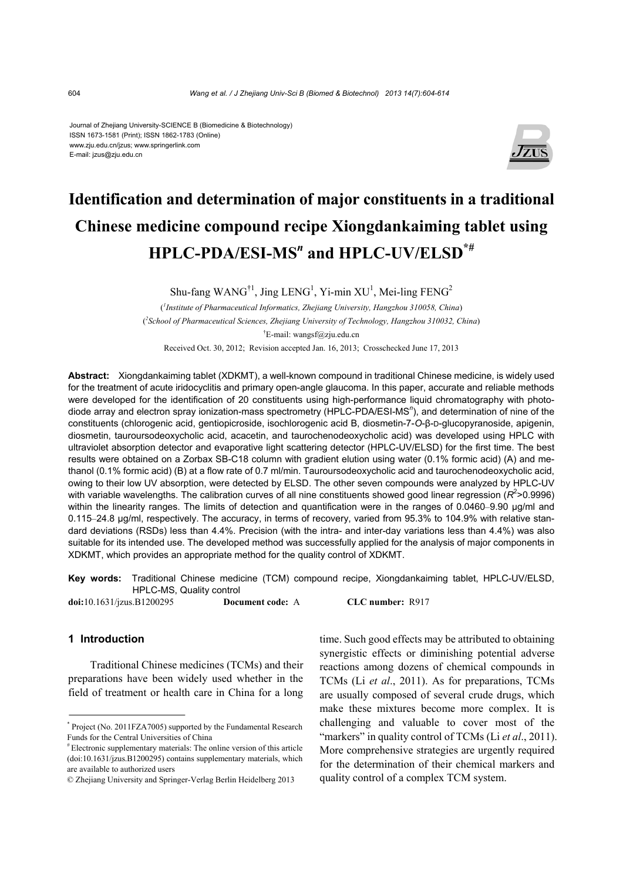Journal of Zhejiang University-SCIENCE B (Biomedicine & Biotechnology)
ISSN 1673-1581 (Print); ISSN 1862-1783 (Online)
www.zju.edu.cn/jzus; www.springerlink.com
E-mail: jzus@zju.edu.cn

# Identification and determination of major constituents in a traditional Chinese medicine compound recipe Xiongdankaiming tablet using HPLC-PDA/ESI-MS$^n$ and HPLC-UV/ELSD[*#]

Shu-fang WANG[†1], Jing LENG[1], Yi-min XU[1], Mei-ling FENG[2]

([1]*Institute of Pharmaceutical Informatics, Zhejiang University, Hangzhou 310058, China*)

([2]*School of Pharmaceutical Sciences, Zhejiang University of Technology, Hangzhou 310032, China*)

[†]E-mail: wangsf@zju.edu.cn

Received Oct. 30, 2012; Revision accepted Jan. 16, 2013; Crosschecked June 17, 2013

**Abstract:** Xiongdankaiming tablet (XDKMT), a well-known compound in traditional Chinese medicine, is widely used for the treatment of acute iridocyclitis and primary open-angle glaucoma. In this paper, accurate and reliable methods were developed for the identification of 20 constituents using high-performance liquid chromatography with photodiode array and electron spray ionization-mass spectrometry (HPLC-PDA/ESI-MS$^n$), and determination of nine of the constituents (chlorogenic acid, gentiopicroside, isochlorogenic acid B, diosmetin-7-*O*-β-D-glucopyranoside, apigenin, diosmetin, tauroursodeoxycholic acid, acacetin, and taurochenodeoxycholic acid) was developed using HPLC with ultraviolet absorption detector and evaporative light scattering detector (HPLC-UV/ELSD) for the first time. The best results were obtained on a Zorbax SB-C18 column with gradient elution using water (0.1% formic acid) (A) and methanol (0.1% formic acid) (B) at a flow rate of 0.7 ml/min. Tauroursodeoxycholic acid and taurochenodeoxycholic acid, owing to their low UV absorption, were detected by ELSD. The other seven compounds were analyzed by HPLC-UV with variable wavelengths. The calibration curves of all nine constituents showed good linear regression ($R^2$>0.9996) within the linearity ranges. The limits of detection and quantification were in the ranges of 0.0460–9.90 μg/ml and 0.115–24.8 μg/ml, respectively. The accuracy, in terms of recovery, varied from 95.3% to 104.9% with relative standard deviations (RSDs) less than 4.4%. Precision (with the intra- and inter-day variations less than 4.4%) was also suitable for its intended use. The developed method was successfully applied for the analysis of major components in XDKMT, which provides an appropriate method for the quality control of XDKMT.

**Key words:** Traditional Chinese medicine (TCM) compound recipe, Xiongdankaiming tablet, HPLC-UV/ELSD, HPLC-MS, Quality control

**doi:**10.1631/jzus.B1200295 **Document code:** A **CLC number:** R917

## 1 Introduction

Traditional Chinese medicines (TCMs) and their preparations have been widely used whether in the field of treatment or health care in China for a long time. Such good effects may be attributed to obtaining synergistic effects or diminishing potential adverse reactions among dozens of chemical compounds in TCMs (Li *et al*., 2011). As for preparations, TCMs are usually composed of several crude drugs, which make these mixtures become more complex. It is challenging and valuable to cover most of the "markers" in quality control of TCMs (Li *et al*., 2011). More comprehensive strategies are urgently required for the determination of their chemical markers and quality control of a complex TCM system.

---

[*] Project (No. 2011FZA7005) supported by the Fundamental Research Funds for the Central Universities of China

[#] Electronic supplementary materials: The online version of this article (doi:10.1631/jzus.B1200295) contains supplementary materials, which are available to authorized users

© Zhejiang University and Springer-Verlag Berlin Heidelberg 2013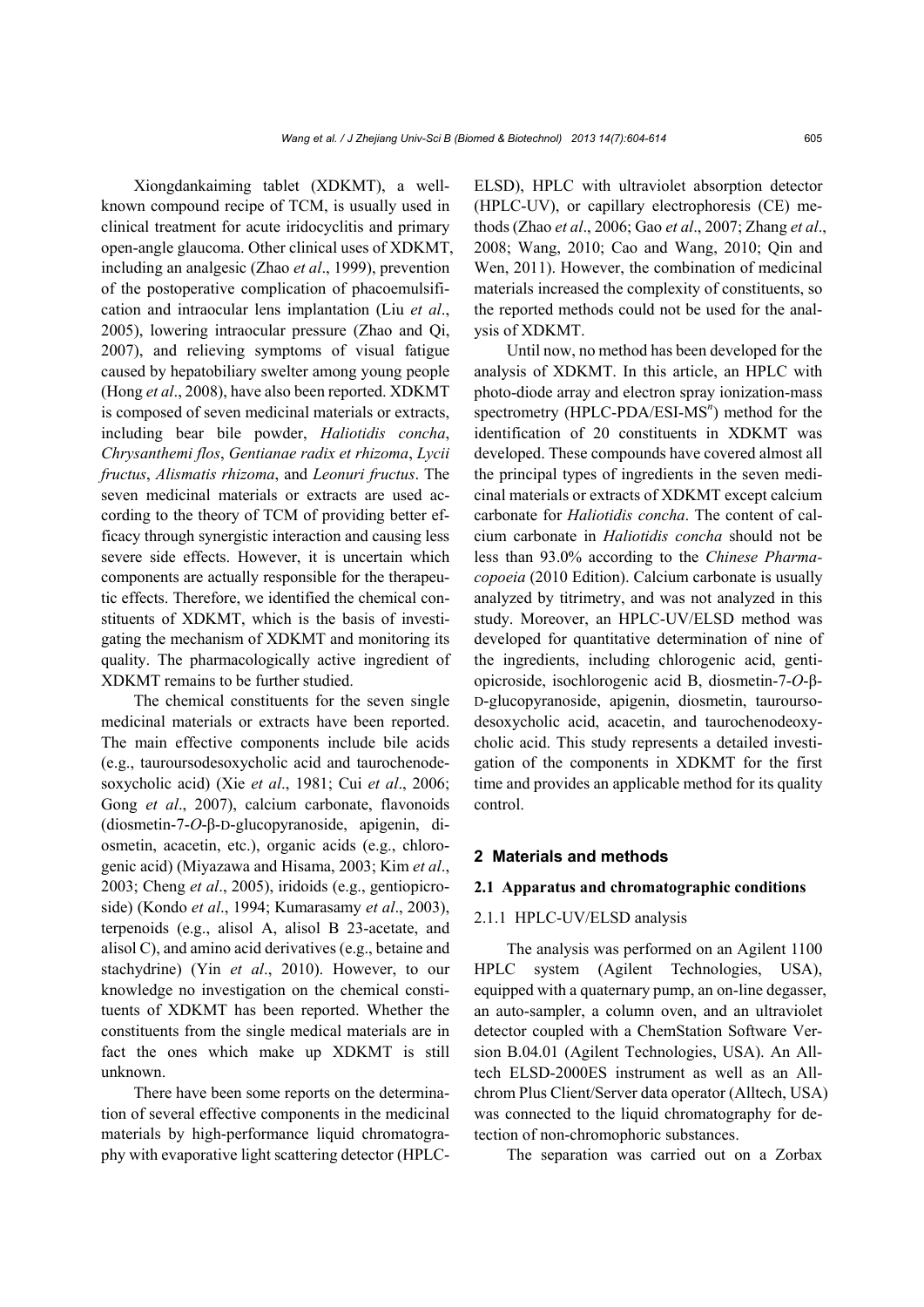Xiongdankaiming tablet (XDKMT), a well-known compound recipe of TCM, is usually used in clinical treatment for acute iridocyclitis and primary open-angle glaucoma. Other clinical uses of XDKMT, including an analgesic (Zhao *et al*., 1999), prevention of the postoperative complication of phacoemulsification and intraocular lens implantation (Liu *et al*., 2005), lowering intraocular pressure (Zhao and Qi, 2007), and relieving symptoms of visual fatigue caused by hepatobiliary swelter among young people (Hong *et al*., 2008), have also been reported. XDKMT is composed of seven medicinal materials or extracts, including bear bile powder, *Haliotidis concha*, *Chrysanthemi flos*, *Gentianae radix et rhizoma*, *Lycii fructus*, *Alismatis rhizoma*, and *Leonuri fructus*. The seven medicinal materials or extracts are used according to the theory of TCM of providing better efficacy through synergistic interaction and causing less severe side effects. However, it is uncertain which components are actually responsible for the therapeutic effects. Therefore, we identified the chemical constituents of XDKMT, which is the basis of investigating the mechanism of XDKMT and monitoring its quality. The pharmacologically active ingredient of XDKMT remains to be further studied.

The chemical constituents for the seven single medicinal materials or extracts have been reported. The main effective components include bile acids (e.g., tauroursodesoxycholic acid and taurochenodesoxycholic acid) (Xie *et al*., 1981; Cui *et al*., 2006; Gong *et al*., 2007), calcium carbonate, flavonoids (diosmetin-7-*O*-β-D-glucopyranoside, apigenin, diosmetin, acacetin, etc.), organic acids (e.g., chlorogenic acid) (Miyazawa and Hisama, 2003; Kim *et al*., 2003; Cheng *et al*., 2005), iridoids (e.g., gentiopicroside) (Kondo *et al*., 1994; Kumarasamy *et al*., 2003), terpenoids (e.g., alisol A, alisol B 23-acetate, and alisol C), and amino acid derivatives (e.g., betaine and stachydrine) (Yin *et al*., 2010). However, to our knowledge no investigation on the chemical constituents of XDKMT has been reported. Whether the constituents from the single medical materials are in fact the ones which make up XDKMT is still unknown.

There have been some reports on the determination of several effective components in the medicinal materials by high-performance liquid chromatography with evaporative light scattering detector (HPLC-ELSD), HPLC with ultraviolet absorption detector (HPLC-UV), or capillary electrophoresis (CE) methods (Zhao *et al*., 2006; Gao *et al*., 2007; Zhang *et al*., 2008; Wang, 2010; Cao and Wang, 2010; Qin and Wen, 2011). However, the combination of medicinal materials increased the complexity of constituents, so the reported methods could not be used for the analysis of XDKMT.

Until now, no method has been developed for the analysis of XDKMT. In this article, an HPLC with photo-diode array and electron spray ionization-mass spectrometry (HPLC-PDA/ESI-MS$^n$) method for the identification of 20 constituents in XDKMT was developed. These compounds have covered almost all the principal types of ingredients in the seven medicinal materials or extracts of XDKMT except calcium carbonate for *Haliotidis concha*. The content of calcium carbonate in *Haliotidis concha* should not be less than 93.0% according to the *Chinese Pharmacopoeia* (2010 Edition). Calcium carbonate is usually analyzed by titrimetry, and was not analyzed in this study. Moreover, an HPLC-UV/ELSD method was developed for quantitative determination of nine of the ingredients, including chlorogenic acid, gentiopicroside, isochlorogenic acid B, diosmetin-7-*O*-β-D-glucopyranoside, apigenin, diosmetin, tauroursodesoxycholic acid, acacetin, and taurochenodeoxycholic acid. This study represents a detailed investigation of the components in XDKMT for the first time and provides an applicable method for its quality control.

## 2 Materials and methods

### 2.1 Apparatus and chromatographic conditions

#### 2.1.1 HPLC-UV/ELSD analysis

The analysis was performed on an Agilent 1100 HPLC system (Agilent Technologies, USA), equipped with a quaternary pump, an on-line degasser, an auto-sampler, a column oven, and an ultraviolet detector coupled with a ChemStation Software Version B.04.01 (Agilent Technologies, USA). An Alltech ELSD-2000ES instrument as well as an Allchrom Plus Client/Server data operator (Alltech, USA) was connected to the liquid chromatography for detection of non-chromophoric substances.

The separation was carried out on a Zorbax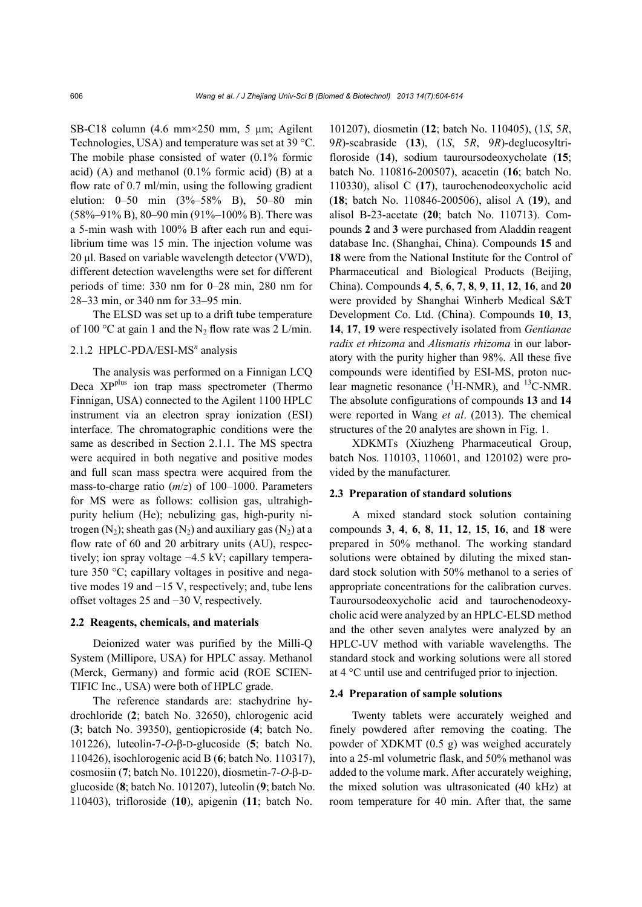SB-C18 column (4.6 mm×250 mm, 5 μm; Agilent Technologies, USA) and temperature was set at 39 °C. The mobile phase consisted of water (0.1% formic acid) (A) and methanol (0.1% formic acid) (B) at a flow rate of 0.7 ml/min, using the following gradient elution: 0–50 min (3%–58% B), 50–80 min (58%–91% B), 80–90 min (91%–100% B). There was a 5-min wash with 100% B after each run and equilibrium time was 15 min. The injection volume was 20 μl. Based on variable wavelength detector (VWD), different detection wavelengths were set for different periods of time: 330 nm for 0–28 min, 280 nm for 28–33 min, or 340 nm for 33–95 min.

The ELSD was set up to a drift tube temperature of 100 °C at gain 1 and the $N_2$ flow rate was 2 L/min.

#### 2.1.2 HPLC-PDA/ESI-MS$^n$ analysis

The analysis was performed on a Finnigan LCQ Deca XP$^{plus}$ ion trap mass spectrometer (Thermo Finnigan, USA) connected to the Agilent 1100 HPLC instrument via an electron spray ionization (ESI) interface. The chromatographic conditions were the same as described in Section 2.1.1. The MS spectra were acquired in both negative and positive modes and full scan mass spectra were acquired from the mass-to-charge ratio ($m/z$) of 100–1000. Parameters for MS were as follows: collision gas, ultrahigh-purity helium (He); nebulizing gas, high-purity nitrogen ($N_2$); sheath gas ($N_2$) and auxiliary gas ($N_2$) at a flow rate of 60 and 20 arbitrary units (AU), respectively; ion spray voltage −4.5 kV; capillary temperature 350 °C; capillary voltages in positive and negative modes 19 and −15 V, respectively; and, tube lens offset voltages 25 and −30 V, respectively.

### 2.2 Reagents, chemicals, and materials

Deionized water was purified by the Milli-Q System (Millipore, USA) for HPLC assay. Methanol (Merck, Germany) and formic acid (ROE SCIENTIFIC Inc., USA) were both of HPLC grade.

The reference standards are: stachydrine hydrochloride (**2**; batch No. 32650), chlorogenic acid (**3**; batch No. 39350), gentiopicroside (**4**; batch No. 101226), luteolin-7-*O*-β-D-glucoside (**5**; batch No. 110426), isochlorogenic acid B (**6**; batch No. 110317), cosmosiin (**7**; batch No. 101220), diosmetin-7-*O*-β-D-glucoside (**8**; batch No. 101207), luteolin (**9**; batch No. 110403), trifloroside (**10**), apigenin (**11**; batch No. 101207), diosmetin (**12**; batch No. 110405), (1*S*, 5*R*, 9*R*)-scabraside (**13**), (1*S*, 5*R*, 9*R*)-deglucosyltrifloroside (**14**), sodium tauroursodeoxycholate (**15**; batch No. 110816-200507), acacetin (**16**; batch No. 110330), alisol C (**17**), taurochenodeoxycholic acid (**18**; batch No. 110846-200506), alisol A (**19**), and alisol B-23-acetate (**20**; batch No. 110713). Compounds **2** and **3** were purchased from Aladdin reagent database Inc. (Shanghai, China). Compounds **15** and **18** were from the National Institute for the Control of Pharmaceutical and Biological Products (Beijing, China). Compounds **4**, **5**, **6**, **7**, **8**, **9**, **11**, **12**, **16**, and **20** were provided by Shanghai Winherb Medical S&T Development Co. Ltd. (China). Compounds **10**, **13**, **14**, **17**, **19** were respectively isolated from *Gentianae radix et rhizoma* and *Alismatis rhizoma* in our laboratory with the purity higher than 98%. All these five compounds were identified by ESI-MS, proton nuclear magnetic resonance ($^1$H-NMR), and $^{13}$C-NMR. The absolute configurations of compounds **13** and **14** were reported in Wang *et al*. (2013). The chemical structures of the 20 analytes are shown in Fig. 1.

XDKMTs (Xiuzheng Pharmaceutical Group, batch Nos. 110103, 110601, and 120102) were provided by the manufacturer.

### 2.3 Preparation of standard solutions

A mixed standard stock solution containing compounds **3**, **4**, **6**, **8**, **11**, **12**, **15**, **16**, and **18** were prepared in 50% methanol. The working standard solutions were obtained by diluting the mixed standard stock solution with 50% methanol to a series of appropriate concentrations for the calibration curves. Tauroursodeoxycholic acid and taurochenodeoxycholic acid were analyzed by an HPLC-ELSD method and the other seven analytes were analyzed by an HPLC-UV method with variable wavelengths. The standard stock and working solutions were all stored at 4 °C until use and centrifuged prior to injection.

### 2.4 Preparation of sample solutions

Twenty tablets were accurately weighed and finely powdered after removing the coating. The powder of XDKMT (0.5 g) was weighed accurately into a 25-ml volumetric flask, and 50% methanol was added to the volume mark. After accurately weighing, the mixed solution was ultrasonicated (40 kHz) at room temperature for 40 min. After that, the same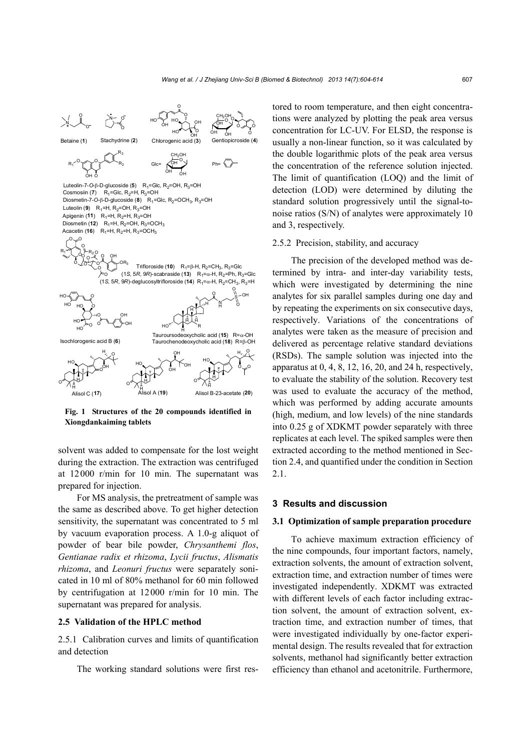**Fig. 1 Structures of the 20 compounds identified in Xiongdankaiming tablets**

solvent was added to compensate for the lost weight during the extraction. The extraction was centrifuged at 12 000 r/min for 10 min. The supernatant was prepared for injection.

For MS analysis, the pretreatment of sample was the same as described above. To get higher detection sensitivity, the supernatant was concentrated to 5 ml by vacuum evaporation process. A 1.0-g aliquot of powder of bear bile powder, *Chrysanthemi flos*, *Gentianae radix et rhizoma*, *Lycii fructus*, *Alismatis rhizoma*, and *Leonuri fructus* were separately sonicated in 10 ml of 80% methanol for 60 min followed by centrifugation at 12 000 r/min for 10 min. The supernatant was prepared for analysis.

## 2.5 Validation of the HPLC method

### 2.5.1 Calibration curves and limits of quantification and detection

The working standard solutions were first restored to room temperature, and then eight concentrations were analyzed by plotting the peak area versus concentration for LC-UV. For ELSD, the response is usually a non-linear function, so it was calculated by the double logarithmic plots of the peak area versus the concentration of the reference solution injected. The limit of quantification (LOQ) and the limit of detection (LOD) were determined by diluting the standard solution progressively until the signal-to-noise ratios (S/N) of analytes were approximately 10 and 3, respectively.

### 2.5.2 Precision, stability, and accuracy

The precision of the developed method was determined by intra- and inter-day variability tests, which were investigated by determining the nine analytes for six parallel samples during one day and by repeating the experiments on six consecutive days, respectively. Variations of the concentrations of analytes were taken as the measure of precision and delivered as percentage relative standard deviations (RSDs). The sample solution was injected into the apparatus at 0, 4, 8, 12, 16, 20, and 24 h, respectively, to evaluate the stability of the solution. Recovery test was used to evaluate the accuracy of the method, which was performed by adding accurate amounts (high, medium, and low levels) of the nine standards into 0.25 g of XDKMT powder separately with three replicates at each level. The spiked samples were then extracted according to the method mentioned in Section 2.4, and quantified under the condition in Section 2.1.

## 3 Results and discussion

### 3.1 Optimization of sample preparation procedure

To achieve maximum extraction efficiency of the nine compounds, four important factors, namely, extraction solvents, the amount of extraction solvent, extraction time, and extraction number of times were investigated independently. XDKMT was extracted with different levels of each factor including extraction solvent, the amount of extraction solvent, extraction time, and extraction number of times, that were investigated individually by one-factor experimental design. The results revealed that for extraction solvents, methanol had significantly better extraction efficiency than ethanol and acetonitrile. Furthermore,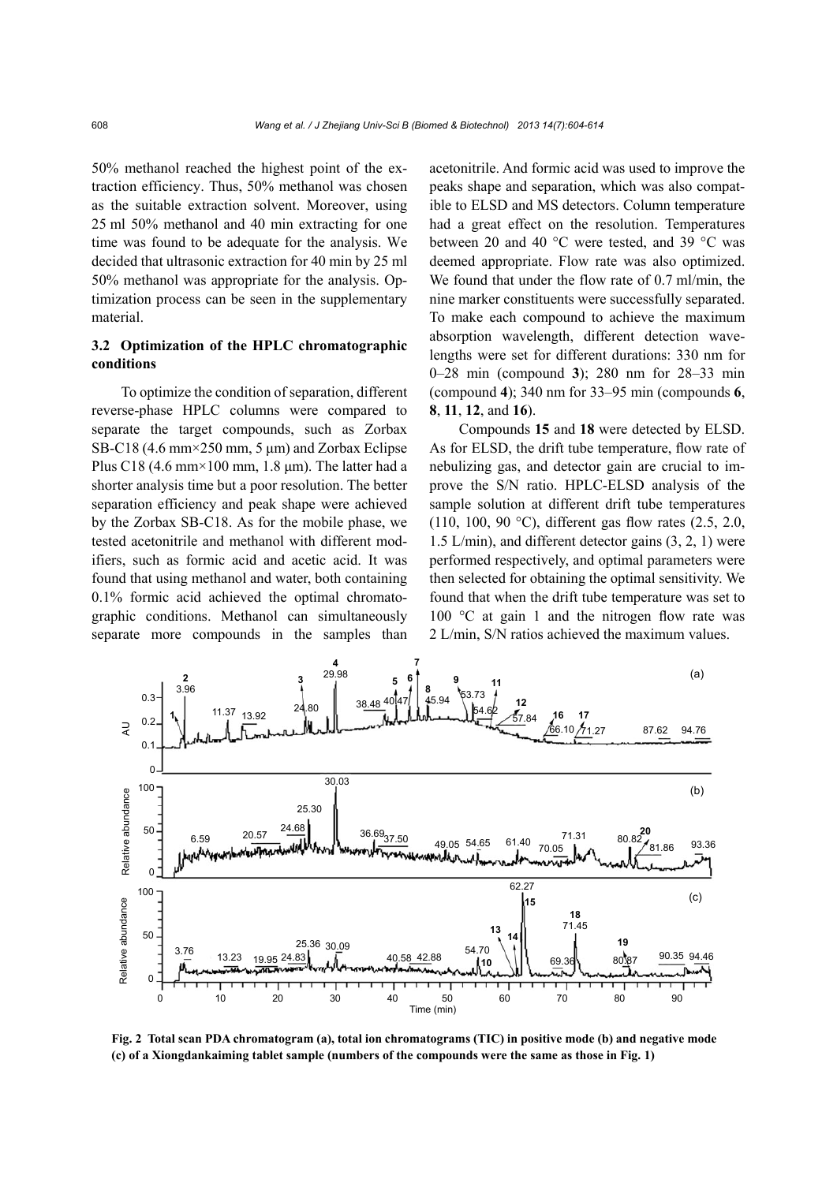50% methanol reached the highest point of the extraction efficiency. Thus, 50% methanol was chosen as the suitable extraction solvent. Moreover, using 25 ml 50% methanol and 40 min extracting for one time was found to be adequate for the analysis. We decided that ultrasonic extraction for 40 min by 25 ml 50% methanol was appropriate for the analysis. Optimization process can be seen in the supplementary material.

### 3.2 Optimization of the HPLC chromatographic conditions

To optimize the condition of separation, different reverse-phase HPLC columns were compared to separate the target compounds, such as Zorbax SB-C18 (4.6 mm×250 mm, 5 μm) and Zorbax Eclipse Plus C18 (4.6 mm×100 mm, 1.8 μm). The latter had a shorter analysis time but a poor resolution. The better separation efficiency and peak shape were achieved by the Zorbax SB-C18. As for the mobile phase, we tested acetonitrile and methanol with different modifiers, such as formic acid and acetic acid. It was found that using methanol and water, both containing 0.1% formic acid achieved the optimal chromatographic conditions. Methanol can simultaneously separate more compounds in the samples than acetonitrile. And formic acid was used to improve the peaks shape and separation, which was also compatible to ELSD and MS detectors. Column temperature had a great effect on the resolution. Temperatures between 20 and 40 °C were tested, and 39 °C was deemed appropriate. Flow rate was also optimized. We found that under the flow rate of 0.7 ml/min, the nine marker constituents were successfully separated. To make each compound to achieve the maximum absorption wavelength, different detection wavelengths were set for different durations: 330 nm for 0–28 min (compound **3**); 280 nm for 28–33 min (compound **4**); 340 nm for 33–95 min (compounds **6**, **8**, **11**, **12**, and **16**).

Compounds **15** and **18** were detected by ELSD. As for ELSD, the drift tube temperature, flow rate of nebulizing gas, and detector gain are crucial to improve the S/N ratio. HPLC-ELSD analysis of the sample solution at different drift tube temperatures (110, 100, 90 °C), different gas flow rates (2.5, 2.0, 1.5 L/min), and different detector gains (3, 2, 1) were performed respectively, and optimal parameters were then selected for obtaining the optimal sensitivity. We found that when the drift tube temperature was set to 100 °C at gain 1 and the nitrogen flow rate was 2 L/min, S/N ratios achieved the maximum values.

**Fig. 2 Total scan PDA chromatogram (a), total ion chromatograms (TIC) in positive mode (b) and negative mode (c) of a Xiongdankaiming tablet sample (numbers of the compounds were the same as those in Fig. 1)**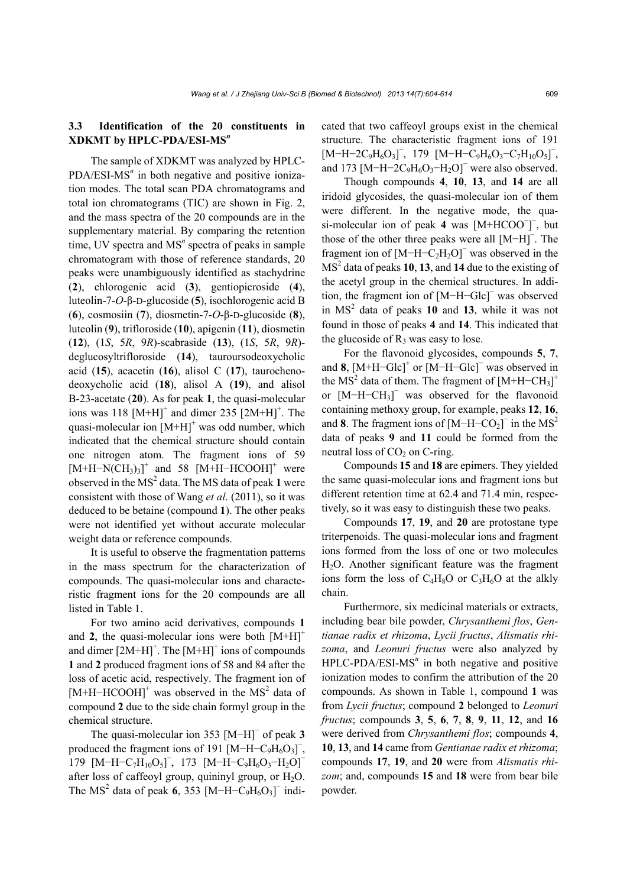### 3.3 Identification of the 20 constituents in XDKMT by HPLC-PDA/ESI-MS$^n$

The sample of XDKMT was analyzed by HPLC-PDA/ESI-MS$^n$ in both negative and positive ionization modes. The total scan PDA chromatograms and total ion chromatograms (TIC) are shown in Fig. 2, and the mass spectra of the 20 compounds are in the supplementary material. By comparing the retention time, UV spectra and MS$^n$ spectra of peaks in sample chromatogram with those of reference standards, 20 peaks were unambiguously identified as stachydrine (**2**), chlorogenic acid (**3**), gentiopicroside (**4**), luteolin-7-*O*-β-D-glucoside (**5**), isochlorogenic acid B (**6**), cosmosiin (**7**), diosmetin-7-*O*-β-D-glucoside (**8**), luteolin (**9**), trifloroside (**10**), apigenin (**11**), diosmetin (**12**), (1*S*, 5*R*, 9*R*)-scabraside (**13**), (1*S*, 5*R*, 9*R*)-deglucosyltrifloroside (**14**), tauroursodeoxycholic acid (**15**), acacetin (**16**), alisol C (**17**), taurochenodeoxycholic acid (**18**), alisol A (**19**), and alisol B-23-acetate (**20**). As for peak **1**, the quasi-molecular ions was 118 $[M+H]^+$ and dimer 235 $[2M+H]^+$. The quasi-molecular ion $[M+H]^+$ was odd number, which indicated that the chemical structure should contain one nitrogen atom. The fragment ions of 59 $[M+H-N(CH_3)_3]^+$ and 58 $[M+H-HCOOH]^+$ were observed in the MS$^2$ data. The MS data of peak **1** were consistent with those of Wang *et al*. (2011), so it was deduced to be betaine (compound **1**). The other peaks were not identified yet without accurate molecular weight data or reference compounds.

It is useful to observe the fragmentation patterns in the mass spectrum for the characterization of compounds. The quasi-molecular ions and characteristic fragment ions for the 20 compounds are all listed in Table 1.

For two amino acid derivatives, compounds **1** and **2**, the quasi-molecular ions were both $[M+H]^+$ and dimer $[2M+H]^+$. The $[M+H]^+$ ions of compounds **1** and **2** produced fragment ions of 58 and 84 after the loss of acetic acid, respectively. The fragment ion of $[M+H-HCOOH]^+$ was observed in the MS$^2$ data of compound **2** due to the side chain formyl group in the chemical structure.

The quasi-molecular ion 353 $[M-H]^-$ of peak **3** produced the fragment ions of 191 $[M-H-C_9H_6O_3]^-$, 179 $[M-H-C_7H_{10}O_5]^-$, 173 $[M-H-C_9H_6O_3-H_2O]^-$ after loss of caffeoyl group, quininyl group, or $H_2O$. The MS$^2$ data of peak **6**, 353 $[M-H-C_9H_6O_3]^-$ indicated that two caffeoyl groups exist in the chemical structure. The characteristic fragment ions of 191 $[M-H-2C_9H_6O_3]^-$, 179 $[M-H-C_9H_6O_3-C_7H_{10}O_5]^-$, and 173 $[M-H-2C_9H_6O_3-H_2O]^-$ were also observed.

Though compounds **4**, **10**, **13**, and **14** are all iridoid glycosides, the quasi-molecular ion of them were different. In the negative mode, the quasi-molecular ion of peak **4** was $[M+HCOO^-]^-$, but those of the other three peaks were all $[M-H]^-$. The fragment ion of $[M-H-C_2H_2O]^-$ was observed in the MS$^2$ data of peaks **10**, **13**, and **14** due to the existing of the acetyl group in the chemical structures. In addition, the fragment ion of $[M-H-Glc]^-$ was observed in MS$^2$ data of peaks **10** and **13**, while it was not found in those of peaks **4** and **14**. This indicated that the glucoside of $R_3$ was easy to lose.

For the flavonoid glycosides, compounds **5**, **7**, and **8**, $[M+H-Glc]^+$ or $[M-H-Glc]^-$ was observed in the MS$^2$ data of them. The fragment of $[M+H-CH_3]^+$ or $[M-H-CH_3]^-$ was observed for the flavonoid containing methoxy group, for example, peaks **12**, **16**, and **8**. The fragment ions of $[M-H-CO_2]^-$ in the MS$^2$ data of peaks **9** and **11** could be formed from the neutral loss of $CO_2$ on C-ring.

Compounds **15** and **18** are epimers. They yielded the same quasi-molecular ions and fragment ions but different retention time at 62.4 and 71.4 min, respectively, so it was easy to distinguish these two peaks.

Compounds **17**, **19**, and **20** are protostane type triterpenoids. The quasi-molecular ions and fragment ions formed from the loss of one or two molecules $H_2O$. Another significant feature was the fragment ions form the loss of $C_4H_8O$ or $C_3H_6O$ at the alkly chain.

Furthermore, six medicinal materials or extracts, including bear bile powder, *Chrysanthemi flos*, *Gentianae radix et rhizoma*, *Lycii fructus*, *Alismatis rhizoma*, and *Leonuri fructus* were also analyzed by HPLC-PDA/ESI-MS$^n$ in both negative and positive ionization modes to confirm the attribution of the 20 compounds. As shown in Table 1, compound **1** was from *Lycii fructus*; compound **2** belonged to *Leonuri fructus*; compounds **3**, **5**, **6**, **7**, **8**, **9**, **11**, **12**, and **16** were derived from *Chrysanthemi flos*; compounds **4**, **10**, **13**, and **14** came from *Gentianae radix et rhizoma*; compounds **17**, **19**, and **20** were from *Alismatis rhizom*; and, compounds **15** and **18** were from bear bile powder.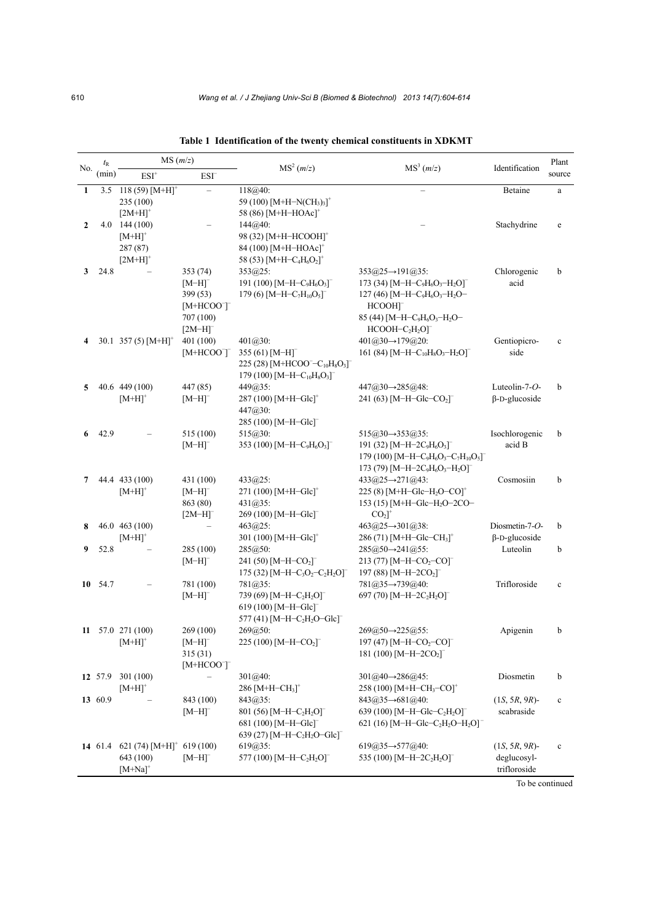**Table 1 Identification of the twenty chemical constituents in XDKMT**

| No. | $t_R$ (min) | MS ($m/z$) | | MS$^2$ ($m/z$) | MS$^3$ ($m/z$) | Identification | Plant source |
|---|---|---|---|---|---|---|---|
| | | ESI$^+$ | ESI$^-$ | | | | |
| **1** | 3.5 | 118 (59) $[M+H]^+$ 235 (100) $[2M+H]^+$ | – | 118@40: 59 (100) $[M+H-N(CH_3)_3]^+$ 58 (86) $[M+H-HOAc]^+$ | – | Betaine | a |
| **2** | 4.0 | 144 (100) $[M+H]^+$ 287 (87) $[2M+H]^+$ | – | 144@40: 98 (32) $[M+H-HCOOH]^+$ 84 (100) $[M+H-HOAc]^+$ 58 (53) $[M+H-C_4H_6O_2]^+$ | – | Stachydrine | e |
| **3** | 24.8 | – | 353 (74) $[M-H]^-$ 399 (53) $[M+HCOO^-]^-$ 707 (100) $[2M-H]^-$ | 353@25: 191 (100) $[M-H-C_9H_6O_3]^-$ 179 (6) $[M-H-C_7H_{10}O_5]^-$ | 353@25→191@35: 173 (34) $[M-H-C_9H_6O_3-H_2O]^-$ 127 (46) $[M-H-C_9H_6O_3-H_2O-HCOOH]^-$ 85 (44) $[M-H-C_9H_6O_3-H_2O-HCOOH-C_2H_2O]^-$ | Chlorogenic acid | b |
| **4** | 30.1 | 357 (5) $[M+H]^+$ | 401 (100) $[M+HCOO^-]^-$ | 401@30: 355 (61) $[M-H]^-$ 225 (28) $[M+HCOO^--C_{10}H_8O_3]^-$ 179 (100) $[M-H-C_{10}H_8O_3]^-$ | 401@30→179@20: 161 (84) $[M-H-C_{10}H_8O_3-H_2O]^-$ | Gentiopicroside | c |
| **5** | 40.6 | 449 (100) $[M+H]^+$ | 447 (85) $[M-H]^-$ | 449@35: 287 (100) $[M+H-Glc]^+$ 447@30: 285 (100) $[M-H-Glc]^-$ | 447@30→285@48: 241 (63) $[M-H-Glc-CO_2]^-$ | Luteolin-7-*O*-β-D-glucoside | b |
| **6** | 42.9 | – | 515 (100) $[M-H]^-$ | 515@30: 353 (100) $[M-H-C_9H_6O_3]^-$ | 515@30→353@35: 191 (32) $[M-H-2C_9H_6O_3]^-$ 179 (100) $[M-H-C_9H_6O_3-C_7H_{10}O_5]^-$ 173 (79) $[M-H-2C_9H_6O_3-H_2O]^-$ | Isochlorogenic acid B | b |
| **7** | 44.4 | 433 (100) $[M+H]^+$ | 431 (100) $[M-H]^-$ 863 (80) $[2M-H]^-$ | 433@25: 271 (100) $[M+H-Glc]^+$ 431@35: 269 (100) $[M-H-Glc]^-$ | 433@25→271@43: 225 (8) $[M+H-Glc-H_2O-CO]^+$ 153 (15) $[M+H-Glc-H_2O-2CO-CO_2]^+$ | Cosmosiin | b |
| **8** | 46.0 | 463 (100) $[M+H]^+$ | – | 463@25: 301 (100) $[M+H-Glc]^+$ | 463@25→301@38: 286 (71) $[M+H-Glc-CH_3]^+$ | Diosmetin-7-*O*-β-D-glucoside | b |
| **9** | 52.8 | – | 285 (100) $[M-H]^-$ | 285@50: 241 (50) $[M-H-CO_2]^-$ 175 (32) $[M-H-C_3O_2-C_2H_2O]^-$ | 285@50→241@55: 213 (77) $[M-H-CO_2-CO]^-$ 197 (88) $[M-H-2CO_2]^-$ | Luteolin | b |
| **10** | 54.7 | – | 781 (100) $[M-H]^-$ | 781@35: 739 (69) $[M-H-C_2H_2O]^-$ 619 (100) $[M-H-Glc]^-$ 577 (41) $[M-H-C_2H_2O-Glc]^-$ | 781@35→739@40: 697 (70) $[M-H-2C_2H_2O]^-$ | Trifloroside | c |
| **11** | 57.0 | 271 (100) $[M+H]^+$ | 269 (100) $[M-H]^-$ 315 (31) $[M+HCOO^-]^-$ | 269@50: 225 (100) $[M-H-CO_2]^-$ | 269@50→225@55: 197 (47) $[M-H-CO_2-CO]^-$ 181 (100) $[M-H-2CO_2]^-$ | Apigenin | b |
| **12** | 57.9 | 301 (100) $[M+H]^+$ | – | 301@40: 286 $[M+H-CH_3]^+$ | 301@40→286@45: 258 (100) $[M+H-CH_3-CO]^+$ | Diosmetin | b |
| **13** | 60.9 | – | 843 (100) $[M-H]^-$ | 843@35: 801 (56) $[M-H-C_2H_2O]^-$ 681 (100) $[M-H-Glc]^-$ 639 (27) $[M-H-C_2H_2O-Glc]^-$ | 843@35→681@40: 639 (100) $[M-H-Glc-C_2H_2O]^-$ 621 (16) $[M-H-Glc-C_2H_2O-H_2O]^-$ | (1*S*, 5*R*, 9*R*)-scabraside | c |
| **14** | 61.4 | 621 (74) $[M+H]^+$ 643 (100) $[M+Na]^+$ | 619 (100) $[M-H]^-$ | 619@35: 577 (100) $[M-H-C_2H_2O]^-$ | 619@35→577@40: 535 (100) $[M-H-2C_2H_2O]^-$ | (1*S*, 5*R*, 9*R*)-deglucosyl-trifloroside | c |

To be continued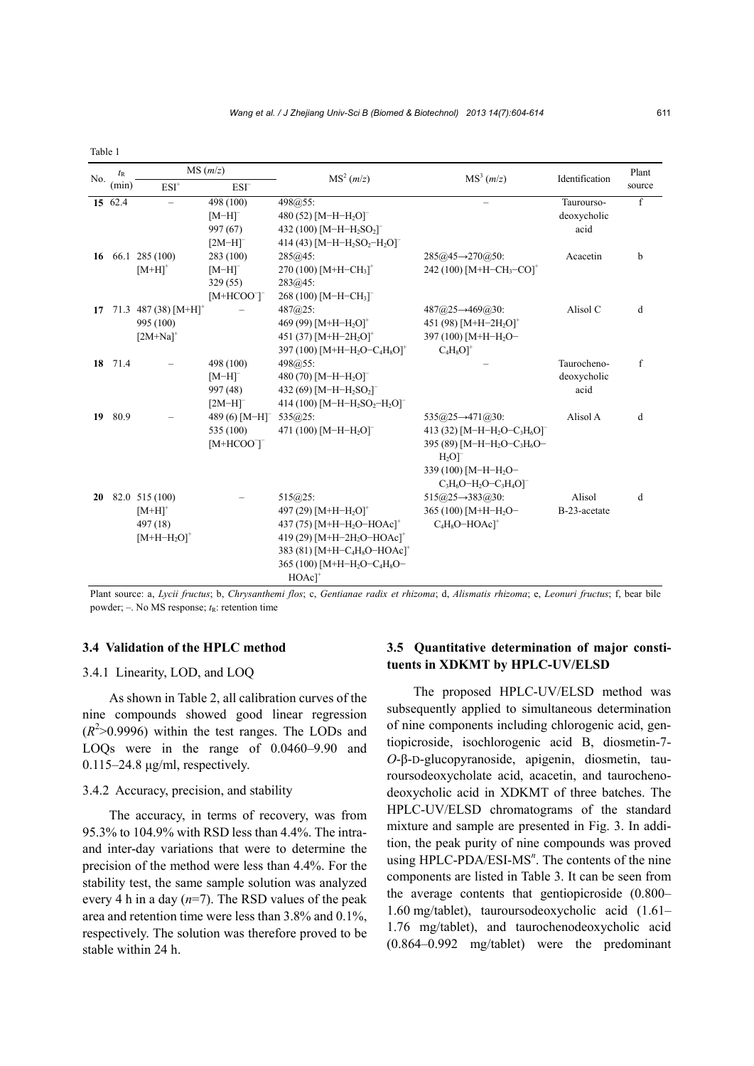Table 1

| No. | $t_R$ (min) | MS ($m/z$) | | $MS^2$ ($m/z$) | $MS^3$ ($m/z$) | Identification | Plant source |
|---|---|---|---|---|---|---|---|
| | | $ESI^+$ | $ESI^-$ | | | | |
| **15** | 62.4 | – | 498 (100) $[M-H]^-$ 997 (67) $[2M-H]^-$ | 498@55: 480 (52) $[M-H-H_2O]^-$ 432 (100) $[M-H-H_2SO_2]^-$ 414 (43) $[M-H-H_2SO_2-H_2O]^-$ | – | Taurourso-deoxycholic acid | f |
| **16** | 66.1 | 285 (100) $[M+H]^+$ | 283 (100) $[M-H]^-$ 329 (55) $[M+HCOO^-]^-$ | 285@45: 270 (100) $[M+H-CH_3]^+$ 283@45: 268 (100) $[M-H-CH_3]^-$ | 285@45→270@50: 242 (100) $[M+H-CH_3-CO]^+$ | Acacetin | b |
| **17** | 71.3 | 487 (38) $[M+H]^+$ 995 (100) $[2M+Na]^+$ | – | 487@25: 469 (99) $[M+H-H_2O]^+$ 451 (37) $[M+H-2H_2O]^+$ 397 (100) $[M+H-H_2O-C_4H_8O]^+$ | 487@25→469@30: 451 (98) $[M+H-2H_2O]^+$ 397 (100) $[M+H-H_2O-C_4H_8O]^+$ | Alisol C | d |
| **18** | 71.4 | – | 498 (100) $[M-H]^-$ 997 (48) $[2M-H]^-$ | 498@55: 480 (70) $[M-H-H_2O]^-$ 432 (69) $[M-H-H_2SO_2]^-$ 414 (100) $[M-H-H_2SO_2-H_2O]^-$ | – | Taurocheno-deoxycholic acid | f |
| **19** | 80.9 | – | 489 (6) $[M-H]^-$ 535 (100) $[M+HCOO^-]^-$ | 535@25: 471 (100) $[M-H-H_2O]^-$ | 535@25→471@30: 413 (32) $[M-H-H_2O-C_3H_6O]^-$ 395 (89) $[M-H-H_2O-C_3H_6O-H_2O]^-$ 339 (100) $[M-H-H_2O-C_3H_6O-H_2O-C_3H_4O]^-$ | Alisol A | d |
| **20** | 82.0 | 515 (100) $[M+H]^+$ 497 (18) $[M+H-H_2O]^+$ | – | 515@25: 497 (29) $[M+H-H_2O]^+$ 437 (75) $[M+H-H_2O-HOAc]^+$ 419 (29) $[M+H-2H_2O-HOAc]^+$ 383 (81) $[M+H-C_4H_8O-HOAc]^+$ 365 (100) $[M+H-H_2O-C_4H_8O-HOAc]^+$ | 515@25→383@30: 365 (100) $[M+H-H_2O-C_4H_8O-HOAc]^+$ | Alisol B-23-acetate | d |

Plant source: a, *Lycii fructus*; b, *Chrysanthemi flos*; c, *Gentianae radix et rhizoma*; d, *Alismatis rhizoma*; e, *Leonuri fructus*; f, bear bile powder; –. No MS response; $t_R$: retention time

### 3.4 Validation of the HPLC method

#### 3.4.1 Linearity, LOD, and LOQ

As shown in Table 2, all calibration curves of the nine compounds showed good linear regression ($R^2$>0.9996) within the test ranges. The LODs and LOQs were in the range of 0.0460–9.90 and 0.115–24.8 μg/ml, respectively.

#### 3.4.2 Accuracy, precision, and stability

The accuracy, in terms of recovery, was from 95.3% to 104.9% with RSD less than 4.4%. The intra- and inter-day variations that were to determine the precision of the method were less than 4.4%. For the stability test, the same sample solution was analyzed every 4 h in a day ($n$=7). The RSD values of the peak area and retention time were less than 3.8% and 0.1%, respectively. The solution was therefore proved to be stable within 24 h.

### 3.5 Quantitative determination of major constituents in XDKMT by HPLC-UV/ELSD

The proposed HPLC-UV/ELSD method was subsequently applied to simultaneous determination of nine components including chlorogenic acid, gentiopicroside, isochlorogenic acid B, diosmetin-7-*O*-β-D-glucopyranoside, apigenin, diosmetin, tauroursodeoxycholate acid, acacetin, and taurochenodeoxycholic acid in XDKMT of three batches. The HPLC-UV/ELSD chromatograms of the standard mixture and sample are presented in Fig. 3. In addition, the peak purity of nine compounds was proved using HPLC-PDA/ESI-MS$^n$. The contents of the nine components are listed in Table 3. It can be seen from the average contents that gentiopicroside (0.800–1.60 mg/tablet), tauroursodeoxycholic acid (1.61–1.76 mg/tablet), and taurochenodeoxycholic acid (0.864–0.992 mg/tablet) were the predominant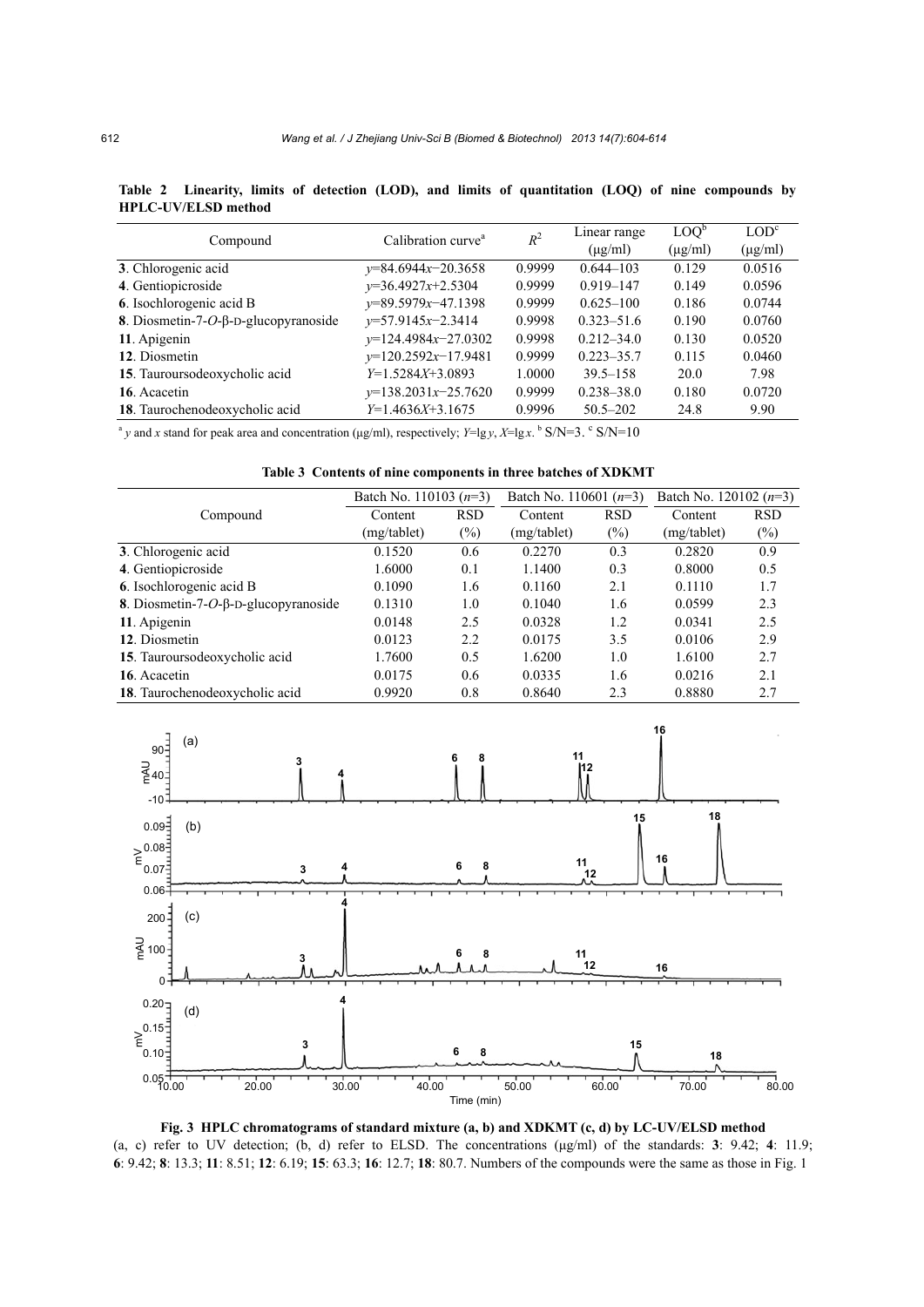**Table 2 Linearity, limits of detection (LOD), and limits of quantitation (LOQ) of nine compounds by HPLC-UV/ELSD method**

| Compound | Calibration curve[a] | $R^2$ | Linear range (μg/ml) | LOQ[b] (μg/ml) | LOD[c] (μg/ml) |
|---|---|---|---|---|---|
| **3**. Chlorogenic acid | $y$=84.6944$x$−20.3658 | 0.9999 | 0.644–103 | 0.129 | 0.0516 |
| **4**. Gentiopicroside | $y$=36.4927$x$+2.5304 | 0.9999 | 0.919–147 | 0.149 | 0.0596 |
| **6**. Isochlorogenic acid B | $y$=89.5979$x$−47.1398 | 0.9999 | 0.625–100 | 0.186 | 0.0744 |
| **8**. Diosmetin-7-*O*-β-D-glucopyranoside | $y$=57.9145$x$−2.3414 | 0.9998 | 0.323–51.6 | 0.190 | 0.0760 |
| **11**. Apigenin | $y$=124.4984$x$−27.0302 | 0.9998 | 0.212–34.0 | 0.130 | 0.0520 |
| **12**. Diosmetin | $y$=120.2592$x$−17.9481 | 0.9999 | 0.223–35.7 | 0.115 | 0.0460 |
| **15**. Tauroursodeoxycholic acid | $Y$=1.5284$X$+3.0893 | 1.0000 | 39.5–158 | 20.0 | 7.98 |
| **16**. Acacetin | $y$=138.2031$x$−25.7620 | 0.9999 | 0.238–38.0 | 0.180 | 0.0720 |
| **18**. Taurochenodeoxycholic acid | $Y$=1.4636$X$+3.1675 | 0.9996 | 50.5–202 | 24.8 | 9.90 |

[a] $y$ and $x$ stand for peak area and concentration (μg/ml), respectively; $Y$=lg $y$, $X$=lg $x$. [b] S/N=3. [c] S/N=10

**Table 3 Contents of nine components in three batches of XDKMT**

| Compound | Batch No. 110103 ($n$=3) | | Batch No. 110601 ($n$=3) | | Batch No. 120102 ($n$=3) | |
|---|---|---|---|---|---|---|
| | Content (mg/tablet) | RSD (%) | Content (mg/tablet) | RSD (%) | Content (mg/tablet) | RSD (%) |
| **3**. Chlorogenic acid | 0.1520 | 0.6 | 0.2270 | 0.3 | 0.2820 | 0.9 |
| **4**. Gentiopicroside | 1.6000 | 0.1 | 1.1400 | 0.3 | 0.8000 | 0.5 |
| **6**. Isochlorogenic acid B | 0.1090 | 1.6 | 0.1160 | 2.1 | 0.1110 | 1.7 |
| **8**. Diosmetin-7-*O*-β-D-glucopyranoside | 0.1310 | 1.0 | 0.1040 | 1.6 | 0.0599 | 2.3 |
| **11**. Apigenin | 0.0148 | 2.5 | 0.0328 | 1.2 | 0.0341 | 2.5 |
| **12**. Diosmetin | 0.0123 | 2.2 | 0.0175 | 3.5 | 0.0106 | 2.9 |
| **15**. Tauroursodeoxycholic acid | 1.7600 | 0.5 | 1.6200 | 1.0 | 1.6100 | 2.7 |
| **16**. Acacetin | 0.0175 | 0.6 | 0.0335 | 1.6 | 0.0216 | 2.1 |
| **18**. Taurochenodeoxycholic acid | 0.9920 | 0.8 | 0.8640 | 2.3 | 0.8880 | 2.7 |

**Fig. 3 HPLC chromatograms of standard mixture (a, b) and XDKMT (c, d) by LC-UV/ELSD method**

(a, c) refer to UV detection; (b, d) refer to ELSD. The concentrations (μg/ml) of the standards: **3**: 9.42; **4**: 11.9; **6**: 9.42; **8**: 13.3; **11**: 8.51; **12**: 6.19; **15**: 63.3; **16**: 12.7; **18**: 80.7. Numbers of the compounds were the same as those in Fig. 1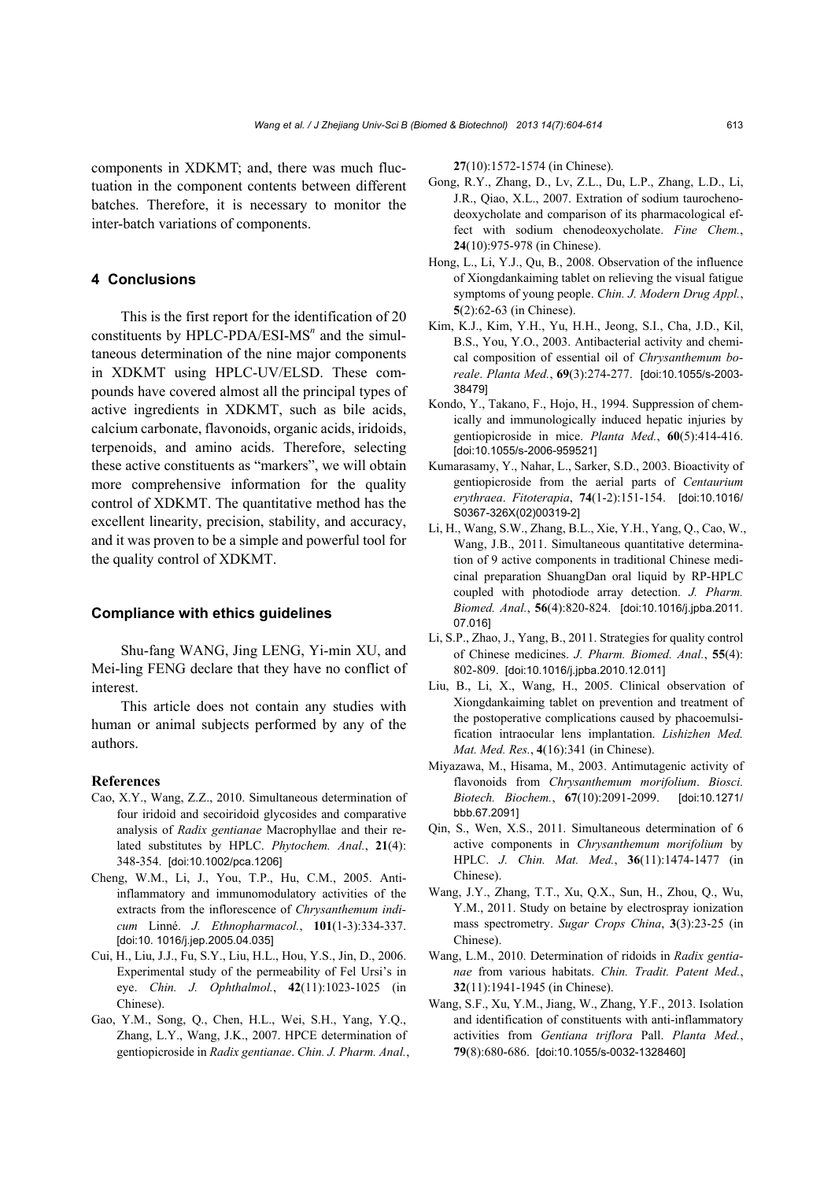components in XDKMT; and, there was much fluctuation in the component contents between different batches. Therefore, it is necessary to monitor the inter-batch variations of components.

## 4 Conclusions

This is the first report for the identification of 20 constituents by HPLC-PDA/ESI-MS$^n$ and the simultaneous determination of the nine major components in XDKMT using HPLC-UV/ELSD. These compounds have covered almost all the principal types of active ingredients in XDKMT, such as bile acids, calcium carbonate, flavonoids, organic acids, iridoids, terpenoids, and amino acids. Therefore, selecting these active constituents as "markers", we will obtain more comprehensive information for the quality control of XDKMT. The quantitative method has the excellent linearity, precision, stability, and accuracy, and it was proven to be a simple and powerful tool for the quality control of XDKMT.

### Compliance with ethics guidelines

Shu-fang WANG, Jing LENG, Yi-min XU, and Mei-ling FENG declare that they have no conflict of interest.

This article does not contain any studies with human or animal subjects performed by any of the authors.

### References

Cao, X.Y., Wang, Z.Z., 2010. Simultaneous determination of four iridoid and secoiridoid glycosides and comparative analysis of *Radix gentianae* Macrophyllae and their related substitutes by HPLC. *Phytochem. Anal.*, **21**(4): 348-354. [doi:10.1002/pca.1206]

Cheng, W.M., Li, J., You, T.P., Hu, C.M., 2005. Anti-inflammatory and immunomodulatory activities of the extracts from the inflorescence of *Chrysanthemum indicum* Linné. *J. Ethnopharmacol.*, **101**(1-3):334-337. [doi:10. 1016/j.jep.2005.04.035]

Cui, H., Liu, J.J., Fu, S.Y., Liu, H.L., Hou, Y.S., Jin, D., 2006. Experimental study of the permeability of Fel Ursi's in eye. *Chin. J. Ophthalmol.*, **42**(11):1023-1025 (in Chinese).

Gao, Y.M., Song, Q., Chen, H.L., Wei, S.H., Yang, Y.Q., Zhang, L.Y., Wang, J.K., 2007. HPCE determination of gentiopicroside in *Radix gentianae*. *Chin. J. Pharm. Anal.*, **27**(10):1572-1574 (in Chinese).

Gong, R.Y., Zhang, D., Lv, Z.L., Du, L.P., Zhang, L.D., Li, J.R., Qiao, X.L., 2007. Extration of sodium taurochenodeoxycholate and comparison of its pharmacological effect with sodium chenodeoxycholate. *Fine Chem.*, **24**(10):975-978 (in Chinese).

Hong, L., Li, Y.J., Qu, B., 2008. Observation of the influence of Xiongdankaiming tablet on relieving the visual fatigue symptoms of young people. *Chin. J. Modern Drug Appl.*, **5**(2):62-63 (in Chinese).

Kim, K.J., Kim, Y.H., Yu, H.H., Jeong, S.I., Cha, J.D., Kil, B.S., You, Y.O., 2003. Antibacterial activity and chemical composition of essential oil of *Chrysanthemum boreale*. *Planta Med.*, **69**(3):274-277. [doi:10.1055/s-2003-38479]

Kondo, Y., Takano, F., Hojo, H., 1994. Suppression of chemically and immunologically induced hepatic injuries by gentiopicroside in mice. *Planta Med.*, **60**(5):414-416. [doi:10.1055/s-2006-959521]

Kumarasamy, Y., Nahar, L., Sarker, S.D., 2003. Bioactivity of gentiopicroside from the aerial parts of *Centaurium erythraea*. *Fitoterapia*, **74**(1-2):151-154. [doi:10.1016/ S0367-326X(02)00319-2]

Li, H., Wang, S.W., Zhang, B.L., Xie, Y.H., Yang, Q., Cao, W., Wang, J.B., 2011. Simultaneous quantitative determination of 9 active components in traditional Chinese medicinal preparation ShuangDan oral liquid by RP-HPLC coupled with photodiode array detection. *J. Pharm. Biomed. Anal.*, **56**(4):820-824. [doi:10.1016/j.jpba.2011. 07.016]

Li, S.P., Zhao, J., Yang, B., 2011. Strategies for quality control of Chinese medicines. *J. Pharm. Biomed. Anal.*, **55**(4): 802-809. [doi:10.1016/j.jpba.2010.12.011]

Liu, B., Li, X., Wang, H., 2005. Clinical observation of Xiongdankaiming tablet on prevention and treatment of the postoperative complications caused by phacoemulsification intraocular lens implantation. *Lishizhen Med. Mat. Med. Res.*, **4**(16):341 (in Chinese).

Miyazawa, M., Hisama, M., 2003. Antimutagenic activity of flavonoids from *Chrysanthemum morifolium*. *Biosci. Biotech. Biochem.*, **67**(10):2091-2099. [doi:10.1271/ bbb.67.2091]

Qin, S., Wen, X.S., 2011. Simultaneous determination of 6 active components in *Chrysanthemum morifolium* by HPLC. *J. Chin. Mat. Med.*, **36**(11):1474-1477 (in Chinese).

Wang, J.Y., Zhang, T.T., Xu, Q.X., Sun, H., Zhou, Q., Wu, Y.M., 2011. Study on betaine by electrospray ionization mass spectrometry. *Sugar Crops China*, **3**(3):23-25 (in Chinese).

Wang, L.M., 2010. Determination of ridoids in *Radix gentianae* from various habitats. *Chin. Tradit. Patent Med.*, **32**(11):1941-1945 (in Chinese).

Wang, S.F., Xu, Y.M., Jiang, W., Zhang, Y.F., 2013. Isolation and identification of constituents with anti-inflammatory activities from *Gentiana triflora* Pall. *Planta Med.*, **79**(8):680-686. [doi:10.1055/s-0032-1328460]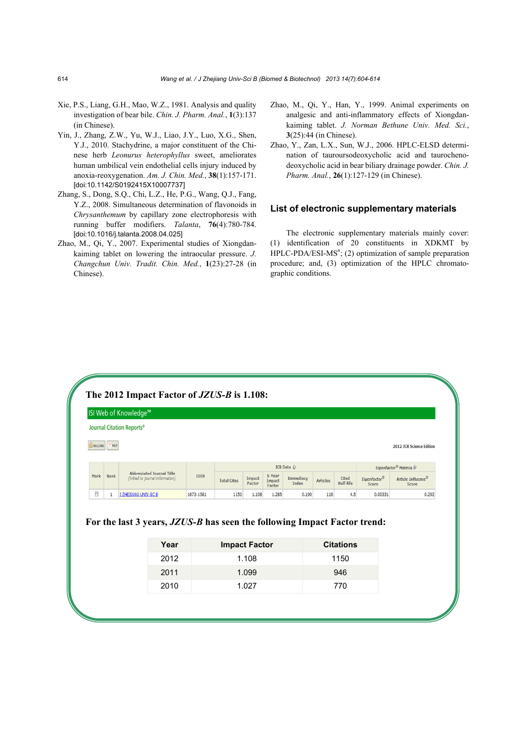Xie, P.S., Liang, G.H., Mao, W.Z., 1981. Analysis and quality investigation of bear bile. *Chin. J. Pharm. Anal.*, **1**(3):137 (in Chinese).

Yin, J., Zhang, Z.W., Yu, W.J., Liao, J.Y., Luo, X.G., Shen, Y.J., 2010. Stachydrine, a major constituent of the Chinese herb *Leonurus heterophyllus* sweet, ameliorates human umbilical vein endothelial cells injury induced by anoxia-reoxygenation. *Am. J. Chin. Med.*, **38**(1):157-171. [doi:10.1142/S0192415X10007737]

Zhang, S., Dong, S.Q., Chi, L.Z., He, P.G., Wang, Q.J., Fang, Y.Z., 2008. Simultaneous determination of flavonoids in *Chrysanthemum* by capillary zone electrophoresis with running buffer modifiers. *Talanta*, **76**(4):780-784. [doi:10.1016/j.talanta.2008.04.025]

Zhao, M., Qi, Y., 2007. Experimental studies of Xiongdankaiming tablet on lowering the intraocular pressure. *J. Changchun Univ. Tradit. Chin. Med.*, **1**(23):27-28 (in Chinese).

Zhao, M., Qi, Y., Han, Y., 1999. Animal experiments on analgesic and anti-inflammatory effects of Xiongdankaiming tablet. *J. Norman Bethune Univ. Med. Sci.*, **3**(25):44 (in Chinese).

Zhao, Y., Zan, L.X., Sun, W.J., 2006. HPLC-ELSD determination of tauroursodeoxycholic acid and taurochenodeoxycholic acid in bear biliary drainage powder. *Chin. J. Pharm. Anal.*, **26**(1):127-129 (in Chinese).

## List of electronic supplementary materials

The electronic supplementary materials mainly cover: (1) identification of 20 constituents in XDKMT by HPLC-PDA/ESI-MS$^n$; (2) optimization of sample preparation procedure; and, (3) optimization of the HPLC chromatographic conditions.

**The 2012 Impact Factor of *JZUS-B* is 1.108:**

ISI Web of Knowledge℠

Journal Citation Reports®

WELCOME | HELP

2012 JCR Science Edition

| Mark | Rank | Abbreviated Journal Title (linked to journal information) | ISSN | JCR Data: Total Cites | Impact Factor | 5-Year Impact Factor | Immediacy Index | Articles | Cited Half-life | Eigenfactor® Metrics: Eigenfactor® Score | Article Influence® Score |
|---|---|---|---|---|---|---|---|---|---|---|---|
| ☐ | 1 | J ZHEJIANG UNIV-SC B | 1673-1581 | 1150 | 1.108 | 1.285 | 0.190 | 116 | 4.5 | 0.00331 | 0.292 |

**For the last 3 years, *JZUS-B* has seen the following Impact Factor trend:**

| Year | Impact Factor | Citations |
|---|---|---|
| 2012 | 1.108 | 1150 |
| 2011 | 1.099 | 946 |
| 2010 | 1.027 | 770 |